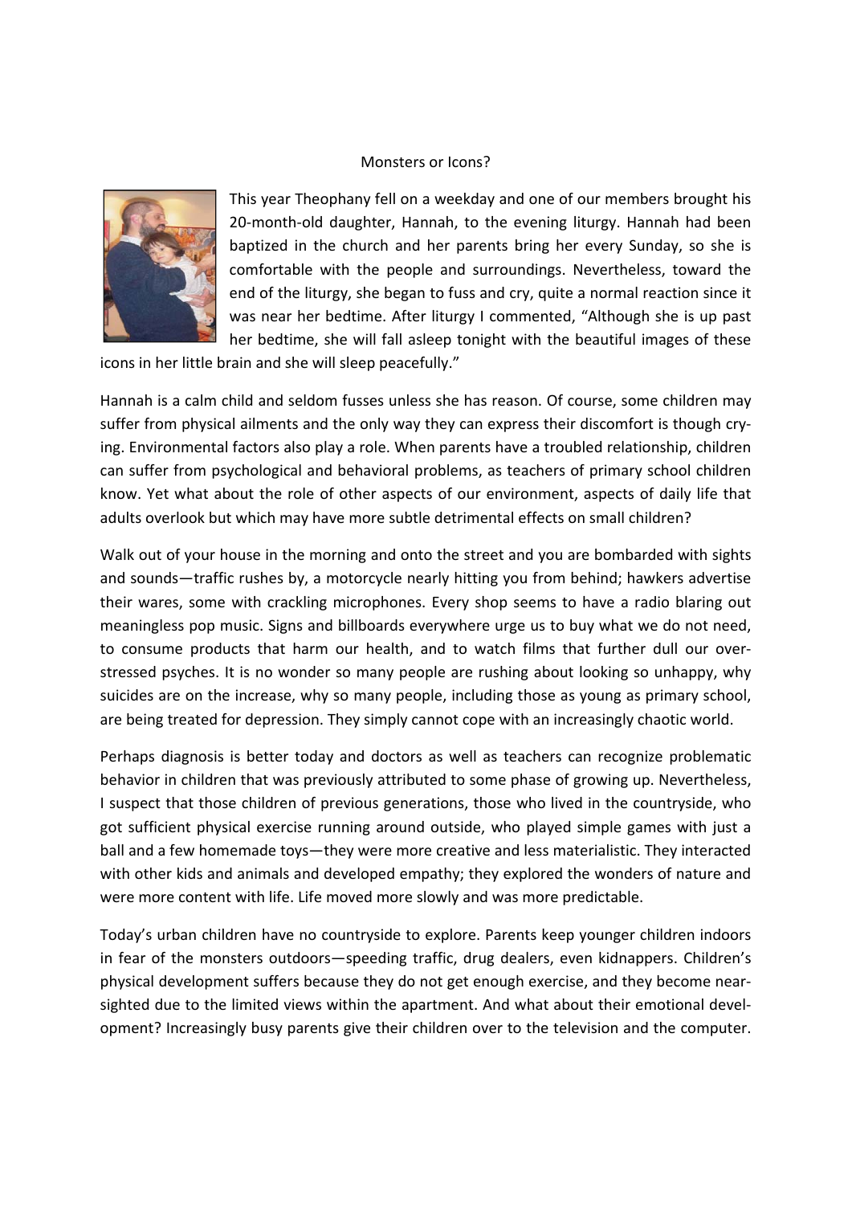# Monsters or Icons?

This year Theophany fell on a weekday and one of our members brought his 20-month-old daughter, Hannah, to the evening liturgy. Hannah had been baptized in the church and her parents bring her every Sunday, so she is comfortable with the people and surroundings. Nevertheless, toward the end of the liturgy, she began to fuss and cry, quite a normal reaction since it was near her bedtime. After liturgy I commented, "Although she is up past her bedtime, she will fall asleep tonight with the beautiful images of these icons in her little brain and she will sleep peacefully."

Hannah is a calm child and seldom fusses unless she has reason. Of course, some children may suffer from physical ailments and the only way they can express their discomfort is though crying. Environmental factors also play a role. When parents have a troubled relationship, children can suffer from psychological and behavioral problems, as teachers of primary school children know. Yet what about the role of other aspects of our environment, aspects of daily life that adults overlook but which may have more subtle detrimental effects on small children?

Walk out of your house in the morning and onto the street and you are bombarded with sights and sounds—traffic rushes by, a motorcycle nearly hitting you from behind; hawkers advertise their wares, some with crackling microphones. Every shop seems to have a radio blaring out meaningless pop music. Signs and billboards everywhere urge us to buy what we do not need, to consume products that harm our health, and to watch films that further dull our overstressed psyches. It is no wonder so many people are rushing about looking so unhappy, why suicides are on the increase, why so many people, including those as young as primary school, are being treated for depression. They simply cannot cope with an increasingly chaotic world.

Perhaps diagnosis is better today and doctors as well as teachers can recognize problematic behavior in children that was previously attributed to some phase of growing up. Nevertheless, I suspect that those children of previous generations, those who lived in the countryside, who got sufficient physical exercise running around outside, who played simple games with just a ball and a few homemade toys—they were more creative and less materialistic. They interacted with other kids and animals and developed empathy; they explored the wonders of nature and were more content with life. Life moved more slowly and was more predictable.

Today's urban children have no countryside to explore. Parents keep younger children indoors in fear of the monsters outdoors—speeding traffic, drug dealers, even kidnappers. Children's physical development suffers because they do not get enough exercise, and they become nearsighted due to the limited views within the apartment. And what about their emotional development? Increasingly busy parents give their children over to the television and the computer.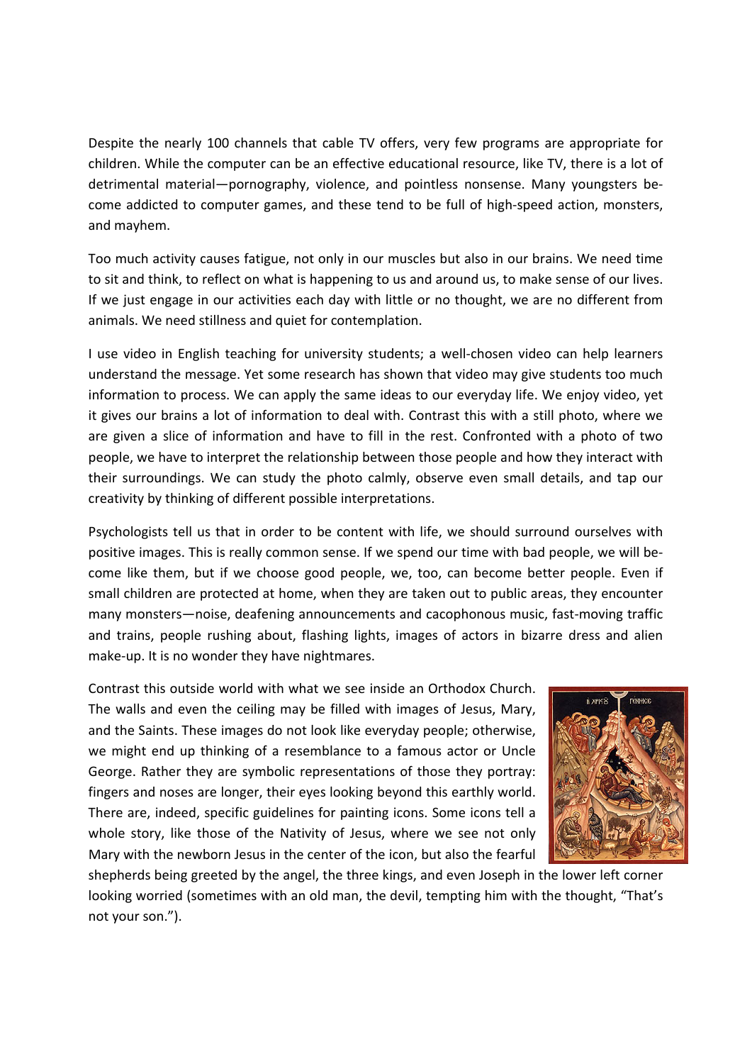Despite the nearly 100 channels that cable TV offers, very few programs are appropriate for children. While the computer can be an effective educational resource, like TV, there is a lot of detrimental material—pornography, violence, and pointless nonsense. Many youngsters become addicted to computer games, and these tend to be full of high-speed action, monsters, and mayhem.

Too much activity causes fatigue, not only in our muscles but also in our brains. We need time to sit and think, to reflect on what is happening to us and around us, to make sense of our lives. If we just engage in our activities each day with little or no thought, we are no different from animals. We need stillness and quiet for contemplation.

I use video in English teaching for university students; a well-chosen video can help learners understand the message. Yet some research has shown that video may give students too much information to process. We can apply the same ideas to our everyday life. We enjoy video, yet it gives our brains a lot of information to deal with. Contrast this with a still photo, where we are given a slice of information and have to fill in the rest. Confronted with a photo of two people, we have to interpret the relationship between those people and how they interact with their surroundings. We can study the photo calmly, observe even small details, and tap our creativity by thinking of different possible interpretations.

Psychologists tell us that in order to be content with life, we should surround ourselves with positive images. This is really common sense. If we spend our time with bad people, we will become like them, but if we choose good people, we, too, can become better people. Even if small children are protected at home, when they are taken out to public areas, they encounter many monsters—noise, deafening announcements and cacophonous music, fast-moving traffic and trains, people rushing about, flashing lights, images of actors in bizarre dress and alien make-up. It is no wonder they have nightmares.

Contrast this outside world with what we see inside an Orthodox Church. The walls and even the ceiling may be filled with images of Jesus, Mary, and the Saints. These images do not look like everyday people; otherwise, we might end up thinking of a resemblance to a famous actor or Uncle George. Rather they are symbolic representations of those they portray: fingers and noses are longer, their eyes looking beyond this earthly world. There are, indeed, specific guidelines for painting icons. Some icons tell a whole story, like those of the Nativity of Jesus, where we see not only Mary with the newborn Jesus in the center of the icon, but also the fearful shepherds being greeted by the angel, the three kings, and even Joseph in the lower left corner looking worried (sometimes with an old man, the devil, tempting him with the thought, "That's not your son.").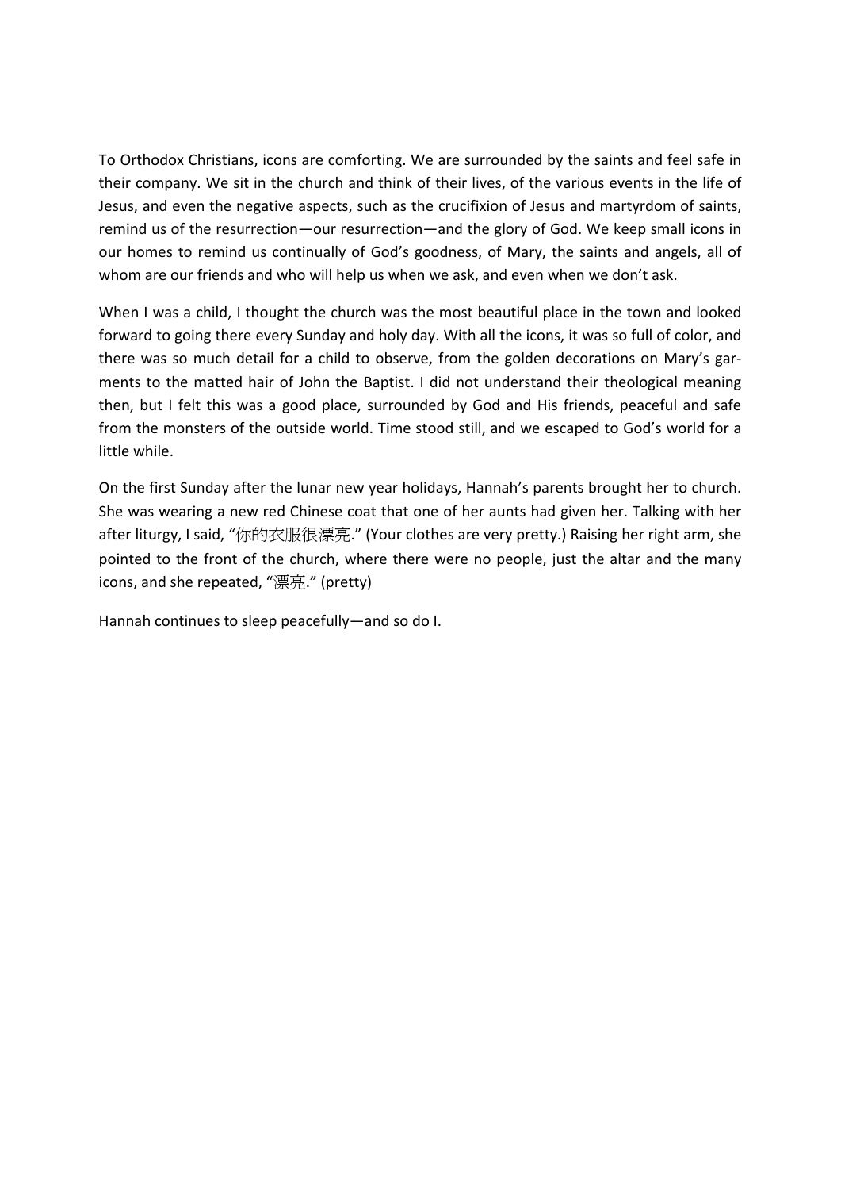To Orthodox Christians, icons are comforting. We are surrounded by the saints and feel safe in their company. We sit in the church and think of their lives, of the various events in the life of Jesus, and even the negative aspects, such as the crucifixion of Jesus and martyrdom of saints, remind us of the resurrection—our resurrection—and the glory of God. We keep small icons in our homes to remind us continually of God's goodness, of Mary, the saints and angels, all of whom are our friends and who will help us when we ask, and even when we don't ask.

When I was a child, I thought the church was the most beautiful place in the town and looked forward to going there every Sunday and holy day. With all the icons, it was so full of color, and there was so much detail for a child to observe, from the golden decorations on Mary's garments to the matted hair of John the Baptist. I did not understand their theological meaning then, but I felt this was a good place, surrounded by God and His friends, peaceful and safe from the monsters of the outside world. Time stood still, and we escaped to God's world for a little while.

On the first Sunday after the lunar new year holidays, Hannah's parents brought her to church. She was wearing a new red Chinese coat that one of her aunts had given her. Talking with her after liturgy, I said, "你的衣服很漂亮." (Your clothes are very pretty.) Raising her right arm, she pointed to the front of the church, where there were no people, just the altar and the many icons, and she repeated, "漂亮." (pretty)

Hannah continues to sleep peacefully—and so do I.